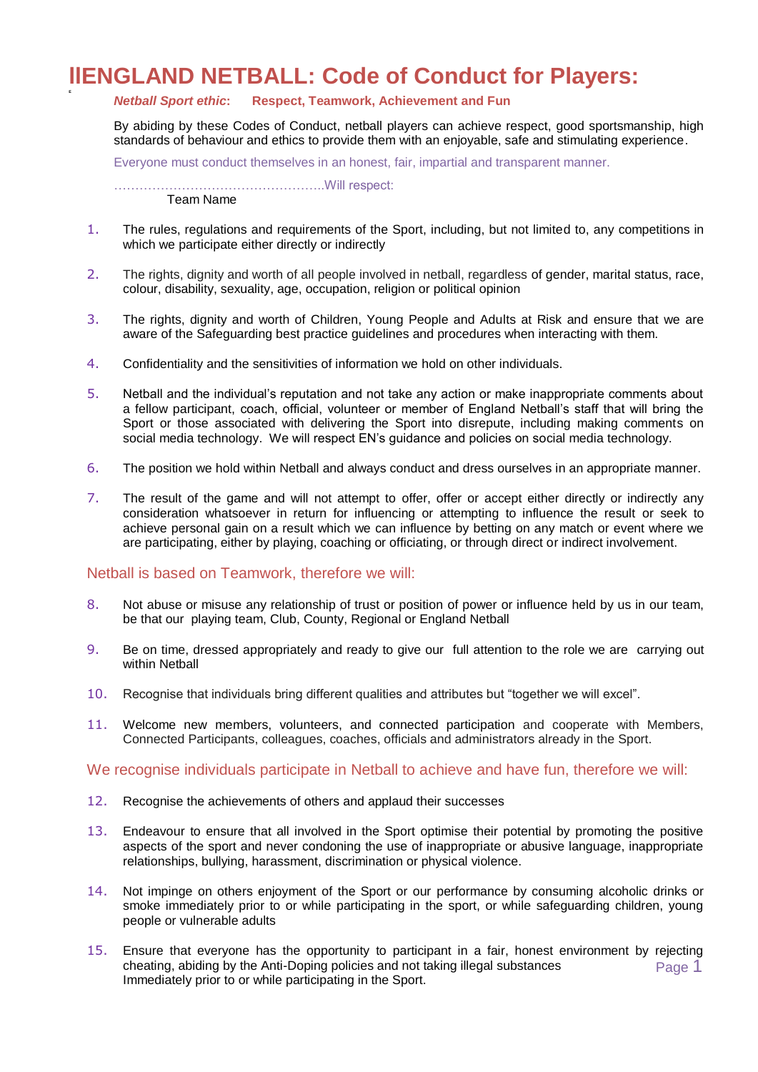# lIENGLAND NETBALL: Code of Conduct for Players:

***Netball Sport ethic*:** **Respect, Teamwork, Achievement and Fun**

By abiding by these Codes of Conduct, netball players can achieve respect, good sportsmanship, high standards of behaviour and ethics to provide them with an enjoyable, safe and stimulating experience.

Everyone must conduct themselves in an honest, fair, impartial and transparent manner.

…………………………………………..Will respect:
Team Name

1. The rules, regulations and requirements of the Sport, including, but not limited to, any competitions in which we participate either directly or indirectly
2. The rights, dignity and worth of all people involved in netball, regardless of gender, marital status, race, colour, disability, sexuality, age, occupation, religion or political opinion
3. The rights, dignity and worth of Children, Young People and Adults at Risk and ensure that we are aware of the Safeguarding best practice guidelines and procedures when interacting with them.
4. Confidentiality and the sensitivities of information we hold on other individuals.
5. Netball and the individual's reputation and not take any action or make inappropriate comments about a fellow participant, coach, official, volunteer or member of England Netball's staff that will bring the Sport or those associated with delivering the Sport into disrepute, including making comments on social media technology. We will respect EN's guidance and policies on social media technology.
6. The position we hold within Netball and always conduct and dress ourselves in an appropriate manner.
7. The result of the game and will not attempt to offer, offer or accept either directly or indirectly any consideration whatsoever in return for influencing or attempting to influence the result or seek to achieve personal gain on a result which we can influence by betting on any match or event where we are participating, either by playing, coaching or officiating, or through direct or indirect involvement.

## Netball is based on Teamwork, therefore we will:

8. Not abuse or misuse any relationship of trust or position of power or influence held by us in our team, be that our playing team, Club, County, Regional or England Netball
9. Be on time, dressed appropriately and ready to give our full attention to the role we are carrying out within Netball
10. Recognise that individuals bring different qualities and attributes but "together we will excel".
11. Welcome new members, volunteers, and connected participation and cooperate with Members, Connected Participants, colleagues, coaches, officials and administrators already in the Sport.

## We recognise individuals participate in Netball to achieve and have fun, therefore we will:

12. Recognise the achievements of others and applaud their successes
13. Endeavour to ensure that all involved in the Sport optimise their potential by promoting the positive aspects of the sport and never condoning the use of inappropriate or abusive language, inappropriate relationships, bullying, harassment, discrimination or physical violence.
14. Not impinge on others enjoyment of the Sport or our performance by consuming alcoholic drinks or smoke immediately prior to or while participating in the sport, or while safeguarding children, young people or vulnerable adults
15. Ensure that everyone has the opportunity to participant in a fair, honest environment by rejecting cheating, abiding by the Anti-Doping policies and not taking illegal substances Immediately prior to or while participating in the Sport.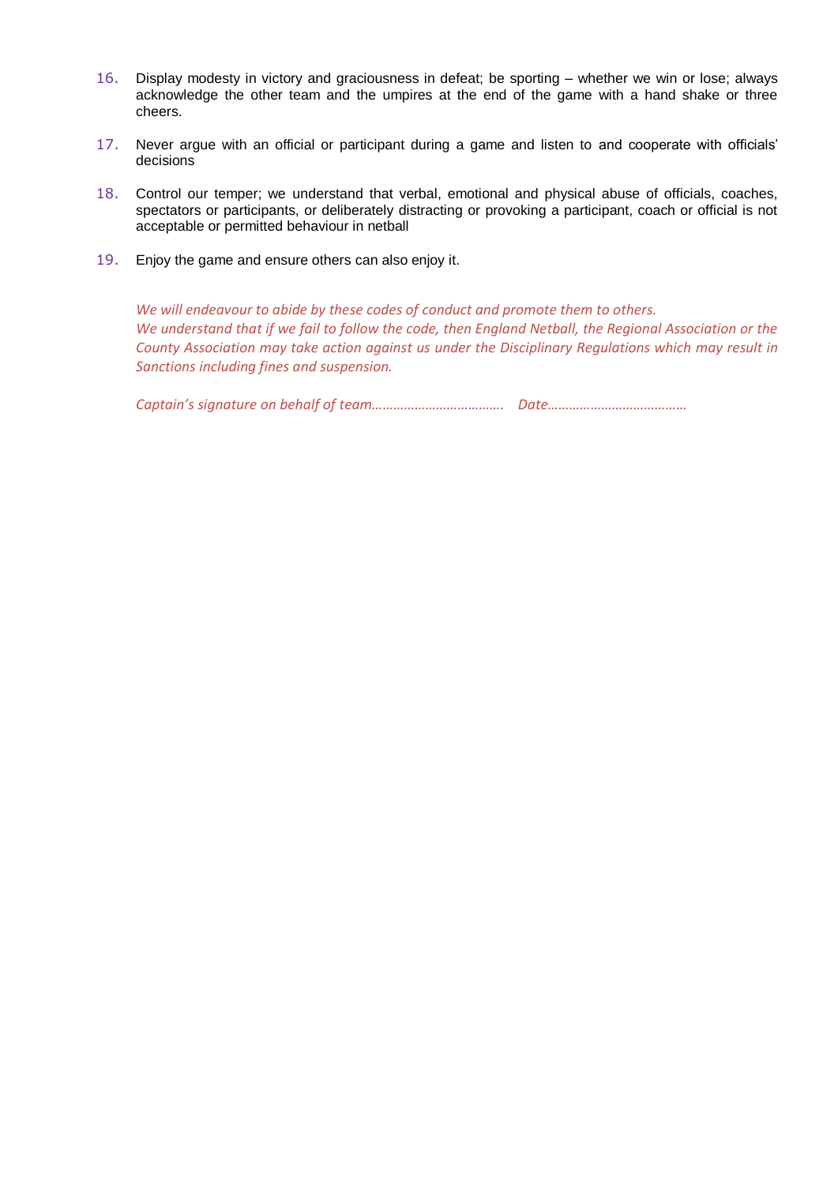16. Display modesty in victory and graciousness in defeat; be sporting – whether we win or lose; always acknowledge the other team and the umpires at the end of the game with a hand shake or three cheers.

17. Never argue with an official or participant during a game and listen to and cooperate with officials' decisions

18. Control our temper; we understand that verbal, emotional and physical abuse of officials, coaches, spectators or participants, or deliberately distracting or provoking a participant, coach or official is not acceptable or permitted behaviour in netball

19. Enjoy the game and ensure others can also enjoy it.

*We will endeavour to abide by these codes of conduct and promote them to others.*
*We understand that if we fail to follow the code, then England Netball, the Regional Association or the County Association may take action against us under the Disciplinary Regulations which may result in Sanctions including fines and suspension.*

*Captain's signature on behalf of team………………………………. Date…………………………………*